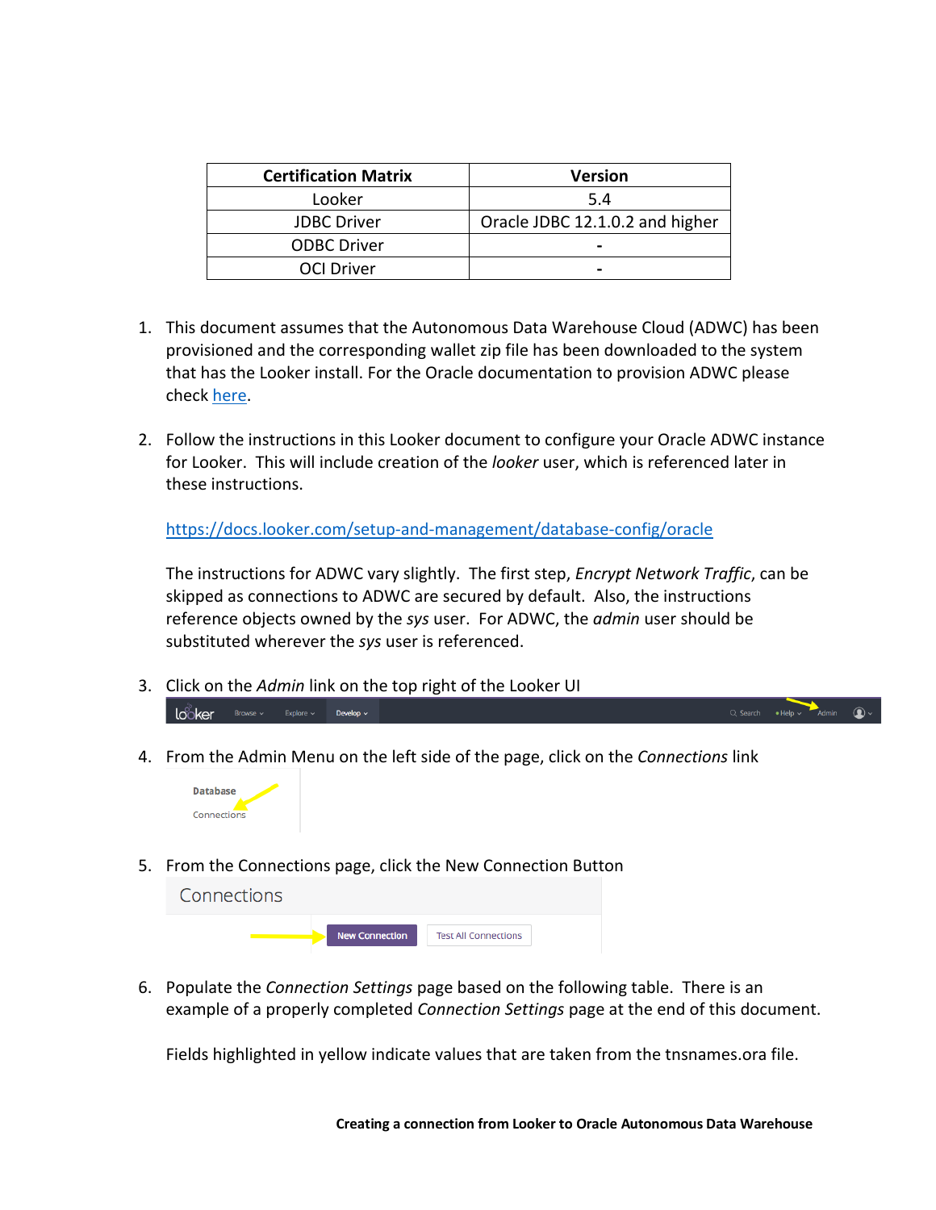| Certification Matrix | Version |
| --- | --- |
| Looker | 5.4 |
| JDBC Driver | Oracle JDBC 12.1.0.2 and higher |
| ODBC Driver | - |
| OCI Driver | - |

1. This document assumes that the Autonomous Data Warehouse Cloud (ADWC) has been provisioned and the corresponding wallet zip file has been downloaded to the system that has the Looker install. For the Oracle documentation to provision ADWC please check here.

2. Follow the instructions in this Looker document to configure your Oracle ADWC instance for Looker. This will include creation of the *looker* user, which is referenced later in these instructions.

   https://docs.looker.com/setup-and-management/database-config/oracle

   The instructions for ADWC vary slightly. The first step, *Encrypt Network Traffic*, can be skipped as connections to ADWC are secured by default. Also, the instructions reference objects owned by the *sys* user. For ADWC, the *admin* user should be substituted wherever the *sys* user is referenced.

3. Click on the *Admin* link on the top right of the Looker UI

4. From the Admin Menu on the left side of the page, click on the *Connections* link

5. From the Connections page, click the New Connection Button

6. Populate the *Connection Settings* page based on the following table. There is an example of a properly completed *Connection Settings* page at the end of this document.

   Fields highlighted in yellow indicate values that are taken from the tnsnames.ora file.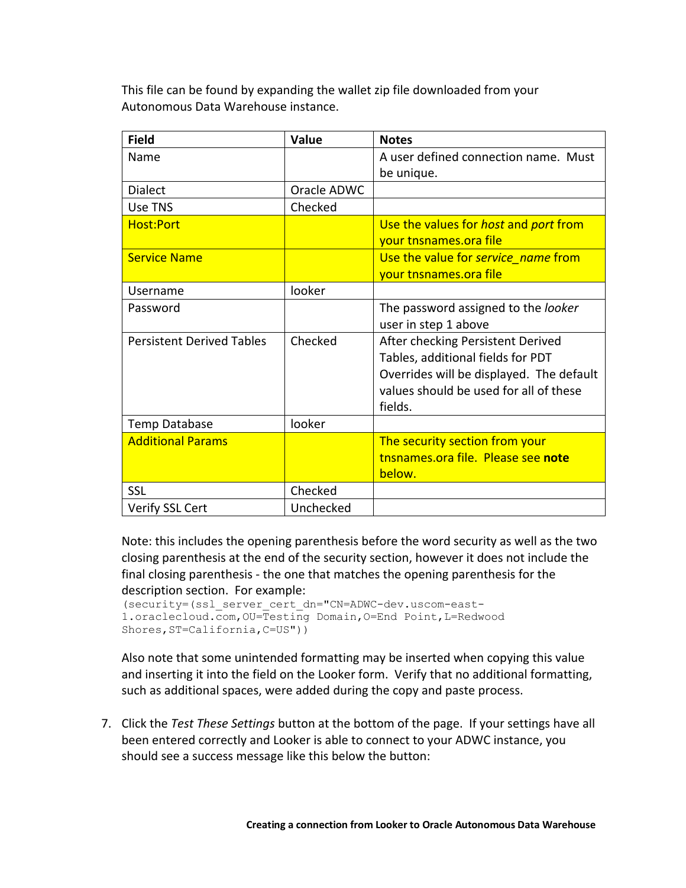This file can be found by expanding the wallet zip file downloaded from your Autonomous Data Warehouse instance.

| Field | Value | Notes |
|---|---|---|
| Name | | A user defined connection name. Must be unique. |
| Dialect | Oracle ADWC | |
| Use TNS | Checked | |
| Host:Port | | Use the values for *host* and *port* from your tnsnames.ora file |
| Service Name | | Use the value for *service_name* from your tnsnames.ora file |
| Username | looker | |
| Password | | The password assigned to the *looker* user in step 1 above |
| Persistent Derived Tables | Checked | After checking Persistent Derived Tables, additional fields for PDT Overrides will be displayed. The default values should be used for all of these fields. |
| Temp Database | looker | |
| Additional Params | | The security section from your tnsnames.ora file. Please see **note** below. |
| SSL | Checked | |
| Verify SSL Cert | Unchecked | |

Note: this includes the opening parenthesis before the word security as well as the two closing parenthesis at the end of the security section, however it does not include the final closing parenthesis - the one that matches the opening parenthesis for the description section. For example:

```
(security=(ssl_server_cert_dn="CN=ADWC-dev.uscom-east-1.oraclecloud.com,OU=Testing Domain,O=End Point,L=Redwood Shores,ST=California,C=US"))
```

Also note that some unintended formatting may be inserted when copying this value and inserting it into the field on the Looker form. Verify that no additional formatting, such as additional spaces, were added during the copy and paste process.

7. Click the *Test These Settings* button at the bottom of the page. If your settings have all been entered correctly and Looker is able to connect to your ADWC instance, you should see a success message like this below the button: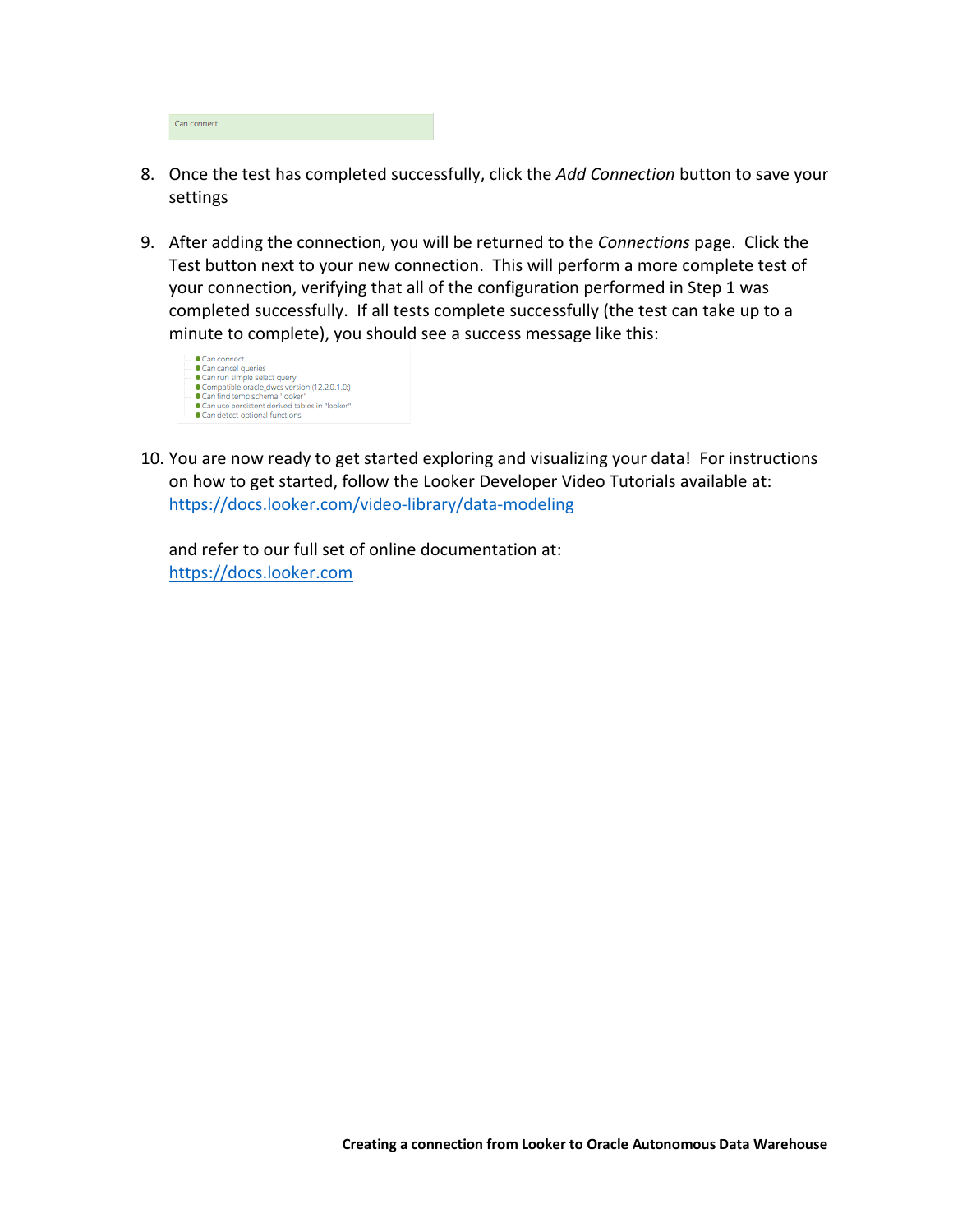Can connect

8. Once the test has completed successfully, click the *Add Connection* button to save your settings

9. After adding the connection, you will be returned to the *Connections* page. Click the Test button next to your new connection. This will perform a more complete test of your connection, verifying that all of the configuration performed in Step 1 was completed successfully. If all tests complete successfully (the test can take up to a minute to complete), you should see a success message like this:

   - Can connect
   - Can cancel queries
   - Can run simple select query
   - Compatible oracle_dwcs version (12.2.0.1.0)
   - Can find temp schema "looker"
   - Can use persistent derived tables in "looker"
   - Can detect optional functions

10. You are now ready to get started exploring and visualizing your data! For instructions on how to get started, follow the Looker Developer Video Tutorials available at: [https://docs.looker.com/video-library/data-modeling](https://docs.looker.com/video-library/data-modeling)

    and refer to our full set of online documentation at:
    [https://docs.looker.com](https://docs.looker.com)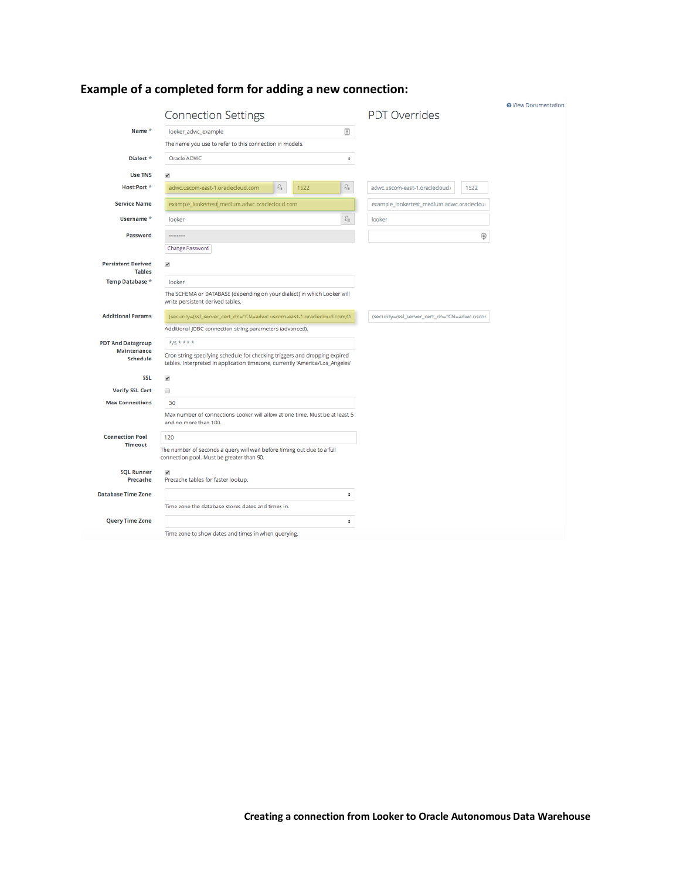## Example of a completed form for adding a new connection:

View Documentation

| | Connection Settings | PDT Overrides |
|---|---|---|
| Name * | looker_adwc_example<br>The name you use to refer to this connection in models. | |
| Dialect * | Oracle ADWC | |
| Use TNS | ✔ | |
| Host:Port * | adwc.uscom-east-1.oraclecloud.com : 1522 | adwc.uscom-east-1.oraclecloud. : 1522 |
| Service Name | example_lookertest_medium.adwc.oraclecloud.com | example_lookertest_medium.adwc.oraclecloud |
| Username * | looker | looker |
| Password | ········<br>Change Password | |
| Persistent Derived Tables | ✔ | |
| Temp Database * | looker<br>The SCHEMA or DATABASE (depending on your dialect) in which Looker will write persistent derived tables. | |
| Additional Params | (security=(ssl_server_cert_dn="CN=adwc.uscom-east-1.oraclecloud.com,O<br>Additional JDBC connection string parameters (advanced). | (security=(ssl_server_cert_dn="CN=adwc.uscor |
| PDT And Datagroup Maintenance Schedule | */5 * * * *<br>Cron string specifying schedule for checking triggers and dropping expired tables. Interpreted in application timezone, currently 'America/Los_Angeles' | |
| SSL | ✔ | |
| Verify SSL Cert | ☐ | |
| Max Connections | 30<br>Max number of connections Looker will allow at one time. Must be at least 5 and no more than 100. | |
| Connection Pool Timeout | 120<br>The number of seconds a query will wait before timing out due to a full connection pool. Must be greater than 90. | |
| SQL Runner Precache | ✔ Precache tables for faster lookup. | |
| Database Time Zone | Time zone the database stores dates and times in. | |
| Query Time Zone | Time zone to show dates and times in when querying. | |